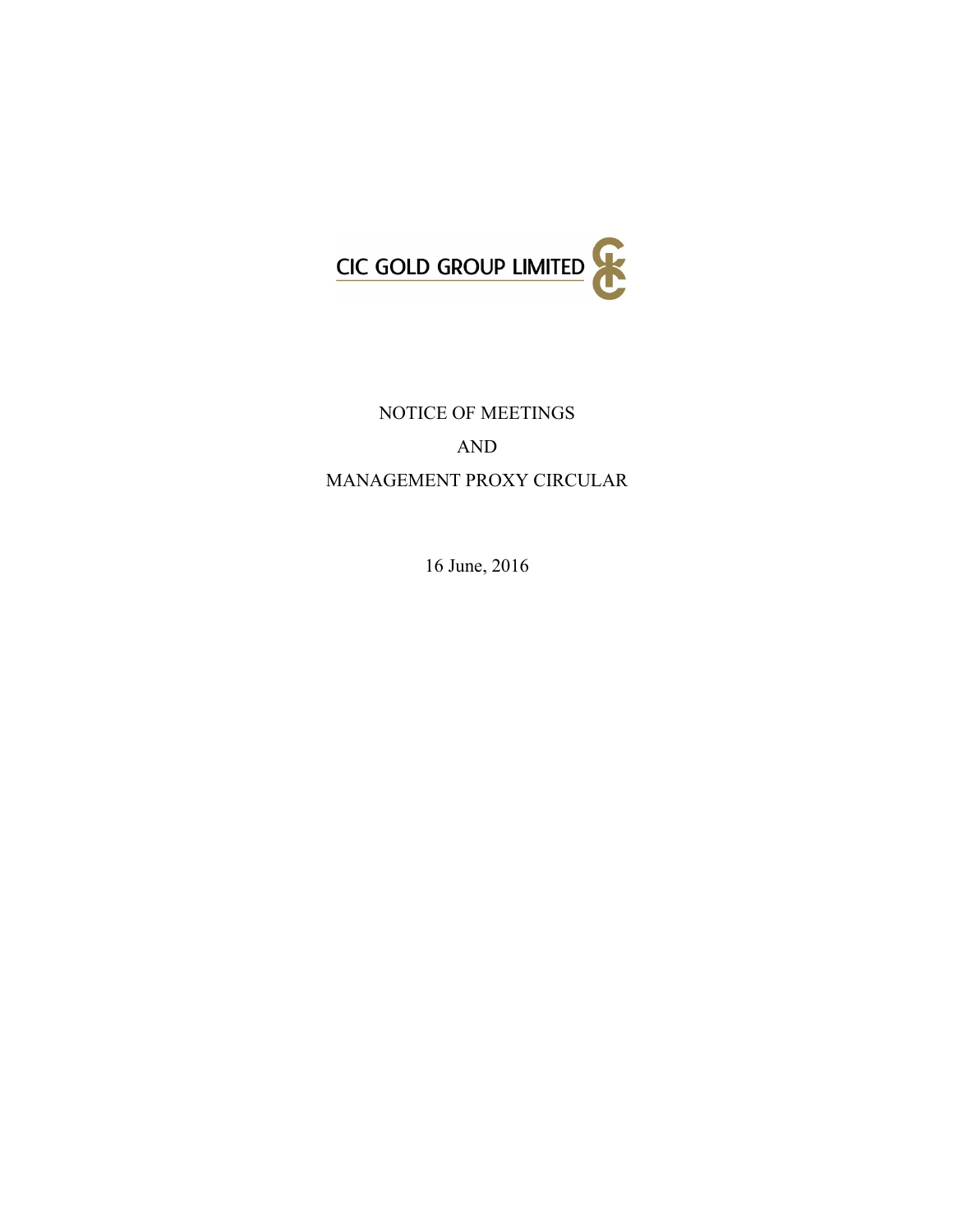CIC GOLD GROUP LIMITED

NOTICE OF MEETINGS

AND

MANAGEMENT PROXY CIRCULAR

16 June, 2016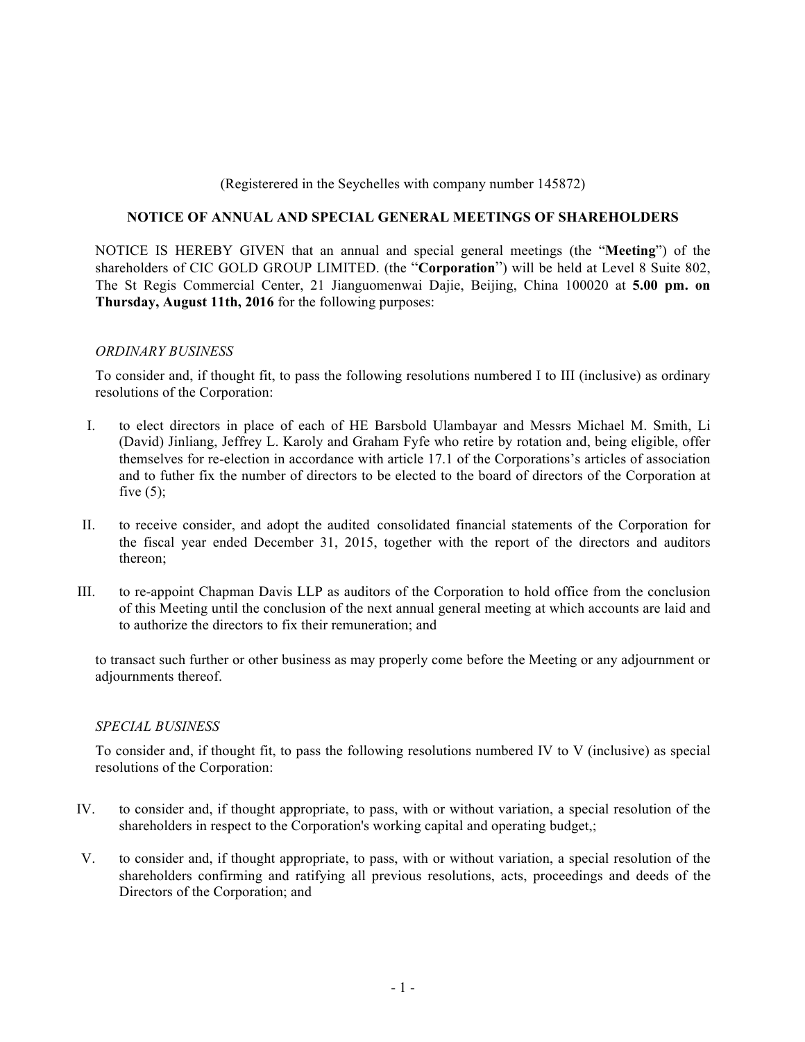(Registerered in the Seychelles with company number 145872)

**NOTICE OF ANNUAL AND SPECIAL GENERAL MEETINGS OF SHAREHOLDERS**

NOTICE IS HEREBY GIVEN that an annual and special general meetings (the "**Meeting**") of the shareholders of CIC GOLD GROUP LIMITED. (the "**Corporation**") will be held at Level 8 Suite 802, The St Regis Commercial Center, 21 Jianguomenwai Dajie, Beijing, China 100020 at **5.00 pm. on Thursday, August 11th, 2016** for the following purposes:

*ORDINARY BUSINESS*

To consider and, if thought fit, to pass the following resolutions numbered I to III (inclusive) as ordinary resolutions of the Corporation:

I. to elect directors in place of each of HE Barsbold Ulambayar and Messrs Michael M. Smith, Li (David) Jinliang, Jeffrey L. Karoly and Graham Fyfe who retire by rotation and, being eligible, offer themselves for re-election in accordance with article 17.1 of the Corporations's articles of association and to futher fix the number of directors to be elected to the board of directors of the Corporation at five (5);

II. to receive consider, and adopt the audited consolidated financial statements of the Corporation for the fiscal year ended December 31, 2015, together with the report of the directors and auditors thereon;

III. to re-appoint Chapman Davis LLP as auditors of the Corporation to hold office from the conclusion of this Meeting until the conclusion of the next annual general meeting at which accounts are laid and to authorize the directors to fix their remuneration; and

to transact such further or other business as may properly come before the Meeting or any adjournment or adjournments thereof.

*SPECIAL BUSINESS*

To consider and, if thought fit, to pass the following resolutions numbered IV to V (inclusive) as special resolutions of the Corporation:

IV. to consider and, if thought appropriate, to pass, with or without variation, a special resolution of the shareholders in respect to the Corporation's working capital and operating budget,;

V. to consider and, if thought appropriate, to pass, with or without variation, a special resolution of the shareholders confirming and ratifying all previous resolutions, acts, proceedings and deeds of the Directors of the Corporation; and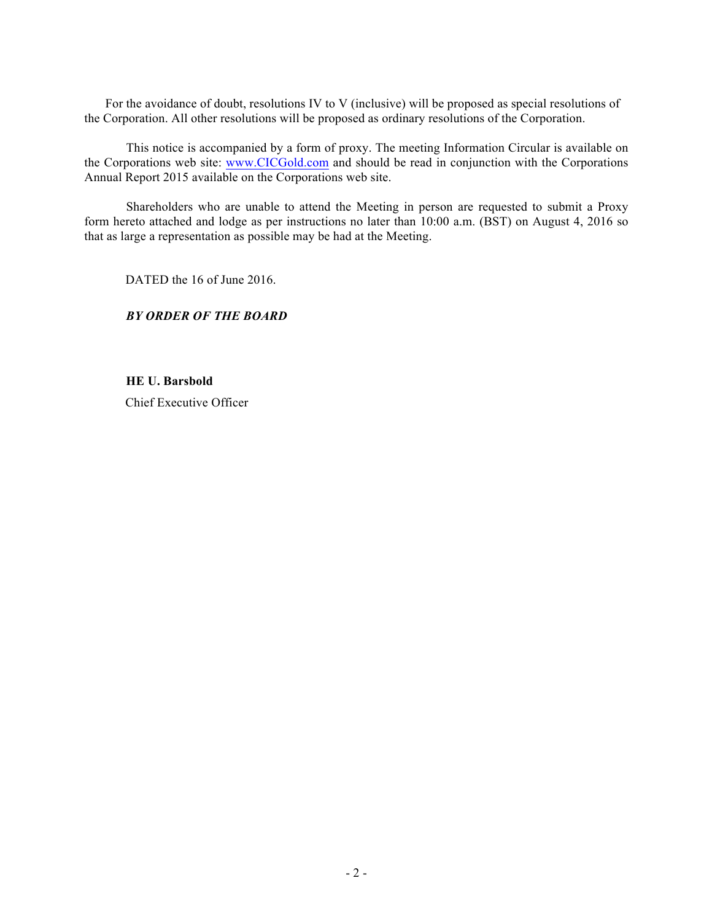For the avoidance of doubt, resolutions IV to V (inclusive) will be proposed as special resolutions of the Corporation. All other resolutions will be proposed as ordinary resolutions of the Corporation.

This notice is accompanied by a form of proxy. The meeting Information Circular is available on the Corporations web site: www.CICGold.com and should be read in conjunction with the Corporations Annual Report 2015 available on the Corporations web site.

Shareholders who are unable to attend the Meeting in person are requested to submit a Proxy form hereto attached and lodge as per instructions no later than 10:00 a.m. (BST) on August 4, 2016 so that as large a representation as possible may be had at the Meeting.

DATED the 16 of June 2016.

***BY ORDER OF THE BOARD***

**HE U. Barsbold**

Chief Executive Officer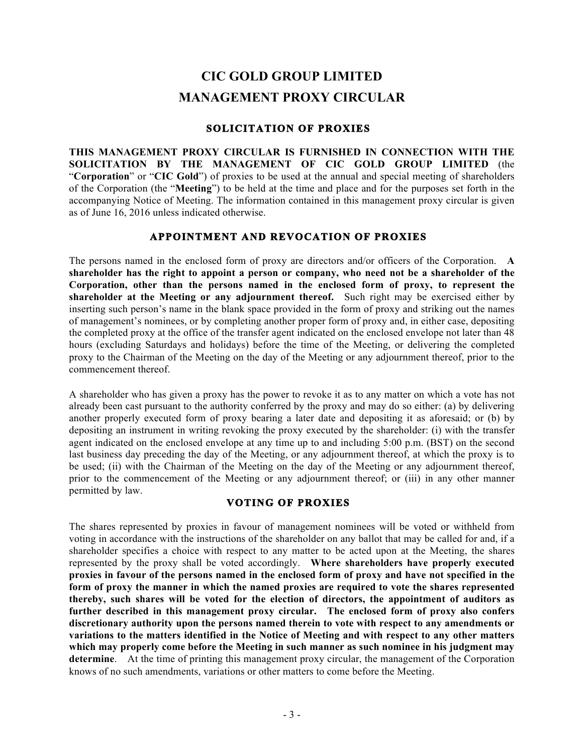# CIC GOLD GROUP LIMITED

# MANAGEMENT PROXY CIRCULAR

## SOLICITATION OF PROXIES

**THIS MANAGEMENT PROXY CIRCULAR IS FURNISHED IN CONNECTION WITH THE SOLICITATION BY THE MANAGEMENT OF CIC GOLD GROUP LIMITED** (the "**Corporation**" or "**CIC Gold**") of proxies to be used at the annual and special meeting of shareholders of the Corporation (the "**Meeting**") to be held at the time and place and for the purposes set forth in the accompanying Notice of Meeting. The information contained in this management proxy circular is given as of June 16, 2016 unless indicated otherwise.

## APPOINTMENT AND REVOCATION OF PROXIES

The persons named in the enclosed form of proxy are directors and/or officers of the Corporation. **A shareholder has the right to appoint a person or company, who need not be a shareholder of the Corporation, other than the persons named in the enclosed form of proxy, to represent the shareholder at the Meeting or any adjournment thereof.** Such right may be exercised either by inserting such person's name in the blank space provided in the form of proxy and striking out the names of management's nominees, or by completing another proper form of proxy and, in either case, depositing the completed proxy at the office of the transfer agent indicated on the enclosed envelope not later than 48 hours (excluding Saturdays and holidays) before the time of the Meeting, or delivering the completed proxy to the Chairman of the Meeting on the day of the Meeting or any adjournment thereof, prior to the commencement thereof.

A shareholder who has given a proxy has the power to revoke it as to any matter on which a vote has not already been cast pursuant to the authority conferred by the proxy and may do so either: (a) by delivering another properly executed form of proxy bearing a later date and depositing it as aforesaid; or (b) by depositing an instrument in writing revoking the proxy executed by the shareholder: (i) with the transfer agent indicated on the enclosed envelope at any time up to and including 5:00 p.m. (BST) on the second last business day preceding the day of the Meeting, or any adjournment thereof, at which the proxy is to be used; (ii) with the Chairman of the Meeting on the day of the Meeting or any adjournment thereof, prior to the commencement of the Meeting or any adjournment thereof; or (iii) in any other manner permitted by law.

## VOTING OF PROXIES

The shares represented by proxies in favour of management nominees will be voted or withheld from voting in accordance with the instructions of the shareholder on any ballot that may be called for and, if a shareholder specifies a choice with respect to any matter to be acted upon at the Meeting, the shares represented by the proxy shall be voted accordingly. **Where shareholders have properly executed proxies in favour of the persons named in the enclosed form of proxy and have not specified in the form of proxy the manner in which the named proxies are required to vote the shares represented thereby, such shares will be voted for the election of directors, the appointment of auditors as further described in this management proxy circular. The enclosed form of proxy also confers discretionary authority upon the persons named therein to vote with respect to any amendments or variations to the matters identified in the Notice of Meeting and with respect to any other matters which may properly come before the Meeting in such manner as such nominee in his judgment may determine**. At the time of printing this management proxy circular, the management of the Corporation knows of no such amendments, variations or other matters to come before the Meeting.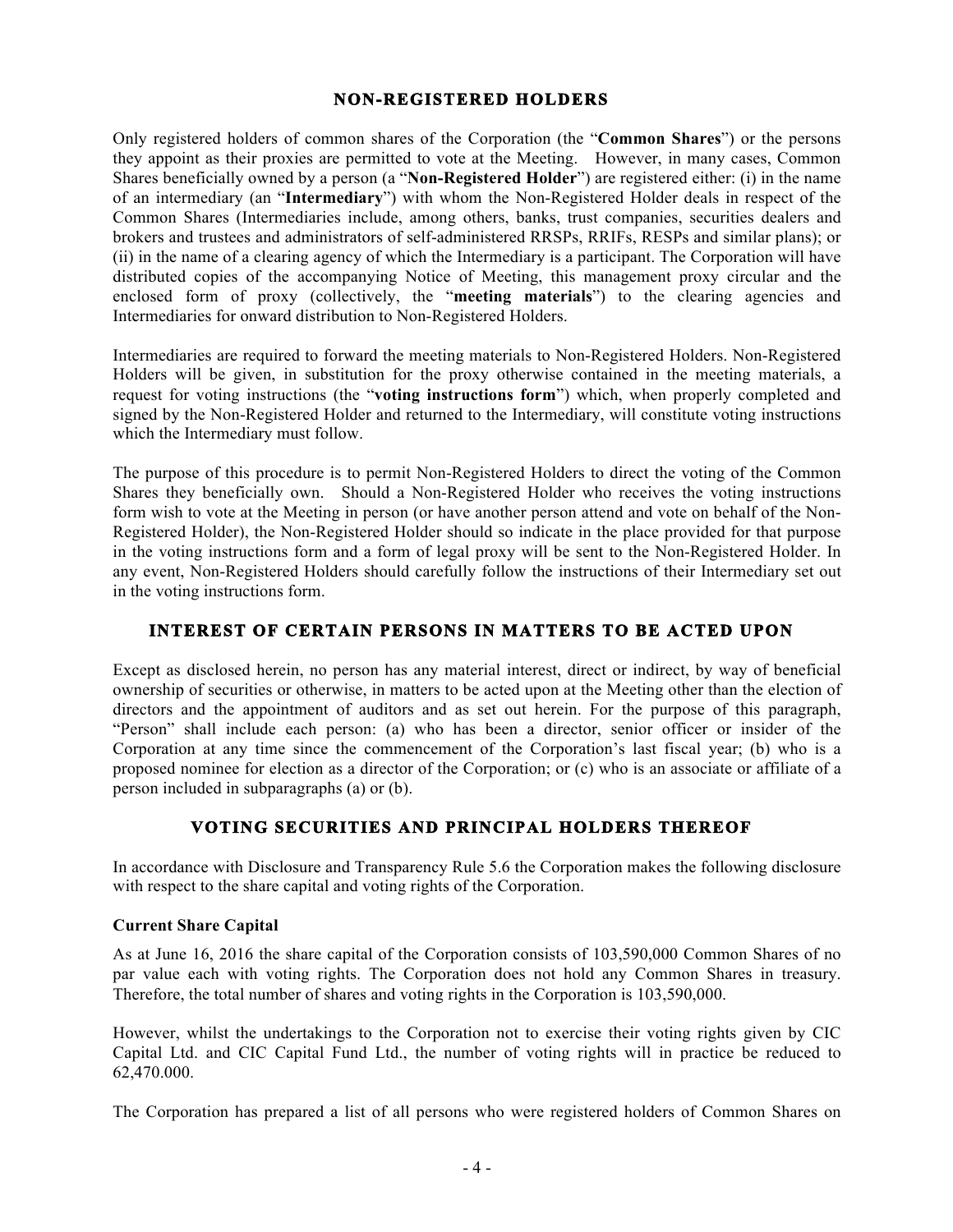## NON-REGISTERED HOLDERS

Only registered holders of common shares of the Corporation (the "**Common Shares**") or the persons they appoint as their proxies are permitted to vote at the Meeting. However, in many cases, Common Shares beneficially owned by a person (a "**Non-Registered Holder**") are registered either: (i) in the name of an intermediary (an "**Intermediary**") with whom the Non-Registered Holder deals in respect of the Common Shares (Intermediaries include, among others, banks, trust companies, securities dealers and brokers and trustees and administrators of self-administered RRSPs, RRIFs, RESPs and similar plans); or (ii) in the name of a clearing agency of which the Intermediary is a participant. The Corporation will have distributed copies of the accompanying Notice of Meeting, this management proxy circular and the enclosed form of proxy (collectively, the "**meeting materials**") to the clearing agencies and Intermediaries for onward distribution to Non-Registered Holders.

Intermediaries are required to forward the meeting materials to Non-Registered Holders. Non-Registered Holders will be given, in substitution for the proxy otherwise contained in the meeting materials, a request for voting instructions (the "**voting instructions form**") which, when properly completed and signed by the Non-Registered Holder and returned to the Intermediary, will constitute voting instructions which the Intermediary must follow.

The purpose of this procedure is to permit Non-Registered Holders to direct the voting of the Common Shares they beneficially own. Should a Non-Registered Holder who receives the voting instructions form wish to vote at the Meeting in person (or have another person attend and vote on behalf of the Non-Registered Holder), the Non-Registered Holder should so indicate in the place provided for that purpose in the voting instructions form and a form of legal proxy will be sent to the Non-Registered Holder. In any event, Non-Registered Holders should carefully follow the instructions of their Intermediary set out in the voting instructions form.

## INTEREST OF CERTAIN PERSONS IN MATTERS TO BE ACTED UPON

Except as disclosed herein, no person has any material interest, direct or indirect, by way of beneficial ownership of securities or otherwise, in matters to be acted upon at the Meeting other than the election of directors and the appointment of auditors and as set out herein. For the purpose of this paragraph, "Person" shall include each person: (a) who has been a director, senior officer or insider of the Corporation at any time since the commencement of the Corporation's last fiscal year; (b) who is a proposed nominee for election as a director of the Corporation; or (c) who is an associate or affiliate of a person included in subparagraphs (a) or (b).

## VOTING SECURITIES AND PRINCIPAL HOLDERS THEREOF

In accordance with Disclosure and Transparency Rule 5.6 the Corporation makes the following disclosure with respect to the share capital and voting rights of the Corporation.

### Current Share Capital

As at June 16, 2016 the share capital of the Corporation consists of 103,590,000 Common Shares of no par value each with voting rights. The Corporation does not hold any Common Shares in treasury. Therefore, the total number of shares and voting rights in the Corporation is 103,590,000.

However, whilst the undertakings to the Corporation not to exercise their voting rights given by CIC Capital Ltd. and CIC Capital Fund Ltd., the number of voting rights will in practice be reduced to 62,470.000.

The Corporation has prepared a list of all persons who were registered holders of Common Shares on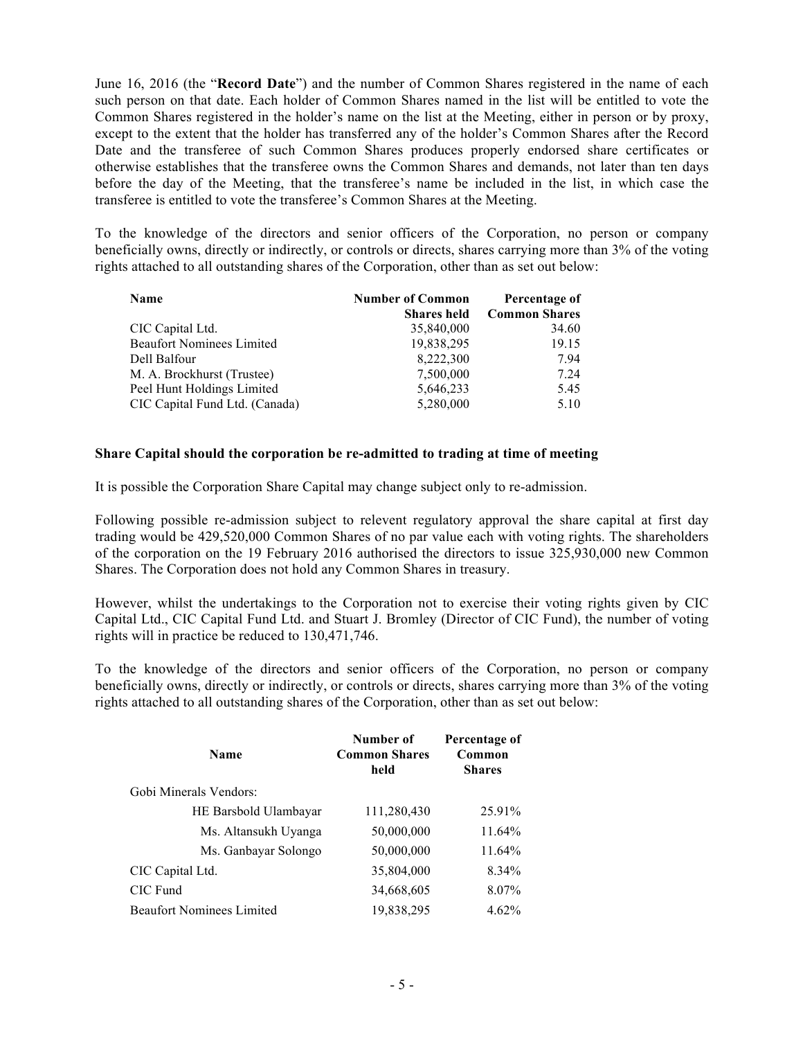June 16, 2016 (the "**Record Date**") and the number of Common Shares registered in the name of each such person on that date. Each holder of Common Shares named in the list will be entitled to vote the Common Shares registered in the holder's name on the list at the Meeting, either in person or by proxy, except to the extent that the holder has transferred any of the holder's Common Shares after the Record Date and the transferee of such Common Shares produces properly endorsed share certificates or otherwise establishes that the transferee owns the Common Shares and demands, not later than ten days before the day of the Meeting, that the transferee's name be included in the list, in which case the transferee is entitled to vote the transferee's Common Shares at the Meeting.

To the knowledge of the directors and senior officers of the Corporation, no person or company beneficially owns, directly or indirectly, or controls or directs, shares carrying more than 3% of the voting rights attached to all outstanding shares of the Corporation, other than as set out below:

| Name | Number of Common Shares held | Percentage of Common Shares |
|---|---|---|
| CIC Capital Ltd. | 35,840,000 | 34.60 |
| Beaufort Nominees Limited | 19,838,295 | 19.15 |
| Dell Balfour | 8,222,300 | 7.94 |
| M. A. Brockhurst (Trustee) | 7,500,000 | 7.24 |
| Peel Hunt Holdings Limited | 5,646,233 | 5.45 |
| CIC Capital Fund Ltd. (Canada) | 5,280,000 | 5.10 |

**Share Capital should the corporation be re-admitted to trading at time of meeting**

It is possible the Corporation Share Capital may change subject only to re-admission.

Following possible re-admission subject to relevent regulatory approval the share capital at first day trading would be 429,520,000 Common Shares of no par value each with voting rights. The shareholders of the corporation on the 19 February 2016 authorised the directors to issue 325,930,000 new Common Shares. The Corporation does not hold any Common Shares in treasury.

However, whilst the undertakings to the Corporation not to exercise their voting rights given by CIC Capital Ltd., CIC Capital Fund Ltd. and Stuart J. Bromley (Director of CIC Fund), the number of voting rights will in practice be reduced to 130,471,746.

To the knowledge of the directors and senior officers of the Corporation, no person or company beneficially owns, directly or indirectly, or controls or directs, shares carrying more than 3% of the voting rights attached to all outstanding shares of the Corporation, other than as set out below:

| Name | Number of Common Shares held | Percentage of Common Shares |
|---|---|---|
| Gobi Minerals Vendors: | | |
| HE Barsbold Ulambayar | 111,280,430 | 25.91% |
| Ms. Altansukh Uyanga | 50,000,000 | 11.64% |
| Ms. Ganbayar Solongo | 50,000,000 | 11.64% |
| CIC Capital Ltd. | 35,804,000 | 8.34% |
| CIC Fund | 34,668,605 | 8.07% |
| Beaufort Nominees Limited | 19,838,295 | 4.62% |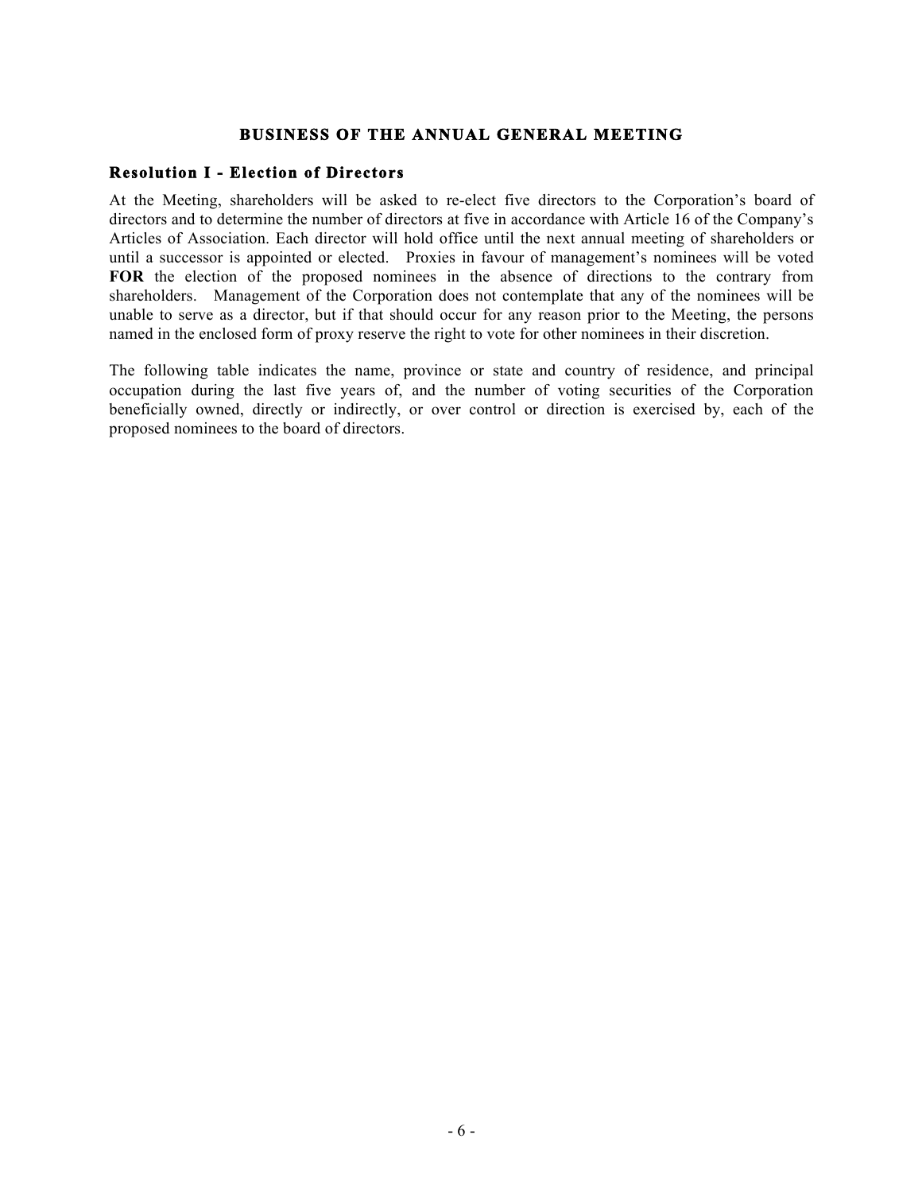## BUSINESS OF THE ANNUAL GENERAL MEETING

### Resolution I - Election of Directors

At the Meeting, shareholders will be asked to re-elect five directors to the Corporation's board of directors and to determine the number of directors at five in accordance with Article 16 of the Company's Articles of Association. Each director will hold office until the next annual meeting of shareholders or until a successor is appointed or elected. Proxies in favour of management's nominees will be voted **FOR** the election of the proposed nominees in the absence of directions to the contrary from shareholders. Management of the Corporation does not contemplate that any of the nominees will be unable to serve as a director, but if that should occur for any reason prior to the Meeting, the persons named in the enclosed form of proxy reserve the right to vote for other nominees in their discretion.

The following table indicates the name, province or state and country of residence, and principal occupation during the last five years of, and the number of voting securities of the Corporation beneficially owned, directly or indirectly, or over control or direction is exercised by, each of the proposed nominees to the board of directors.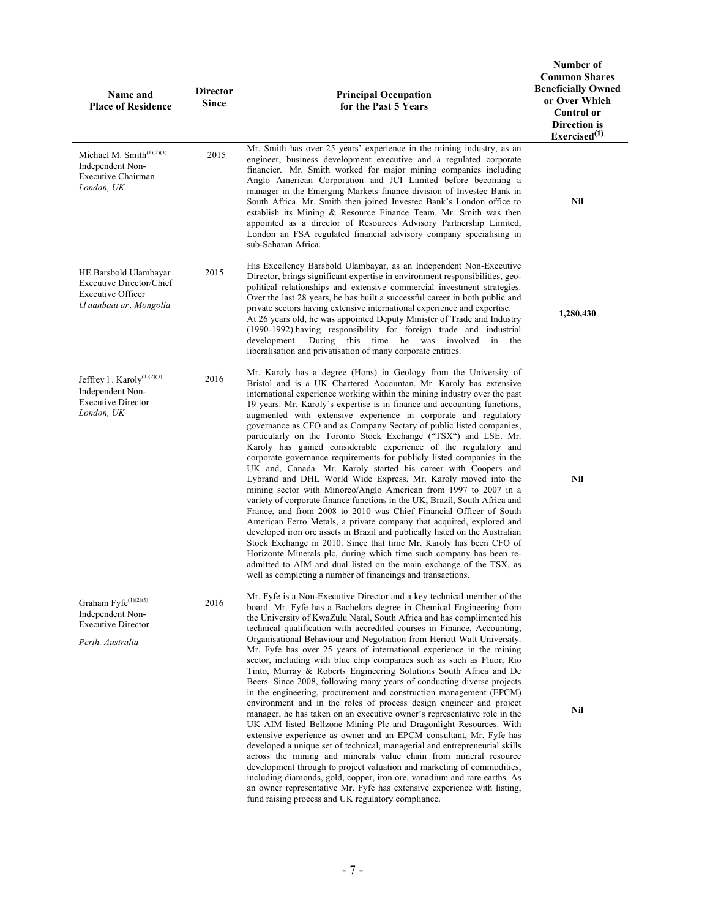| Name and Place of Residence | Director Since | Principal Occupation for the Past 5 Years | Number of Common Shares Beneficially Owned or Over Which Control or Direction is Exercised[(1)] |
|---|---|---|---|
| Michael M. Smith[(1)(2)(3)]<br>Independent Non-Executive Chairman<br>*London, UK* | 2015 | Mr. Smith has over 25 years' experience in the mining industry, as an engineer, business development executive and a regulated corporate financier. Mr. Smith worked for major mining companies including Anglo American Corporation and JCI Limited before becoming a manager in the Emerging Markets finance division of Investec Bank in South Africa. Mr. Smith then joined Investec Bank's London office to establish its Mining & Resource Finance Team. Mr. Smith was then appointed as a director of Resources Advisory Partnership Limited, London an FSA regulated financial advisory company specialising in sub-Saharan Africa. | Nil |
| HE Barsbold Ulambayar<br>Executive Director/Chief Executive Officer<br>*Uaanbaat ar, Mongolia* | 2015 | His Excellency Barsbold Ulambayar, as an Independent Non-Executive Director, brings significant expertise in environment responsibilities, geo-political relationships and extensive commercial investment strategies. Over the last 28 years, he has built a successful career in both public and private sectors having extensive international experience and expertise.<br>At 26 years old, he was appointed Deputy Minister of Trade and Industry (1990-1992) having responsibility for foreign trade and industrial development. During this time he was involved in the liberalisation and privatisation of many corporate entities. | 1,280,430 |
| Jeffrey l. Karoly[(1)(2)(3)]<br>Independent Non-Executive Director<br>*London, UK* | 2016 | Mr. Karoly has a degree (Hons) in Geology from the University of Bristol and is a UK Chartered Accountan. Mr. Karoly has extensive international experience working within the mining industry over the past 19 years. Mr. Karoly's expertise is in finance and accounting functions, augmented with extensive experience in corporate and regulatory governance as CFO and as Company Sectary of public listed companies, particularly on the Toronto Stock Exchange ("TSX") and LSE. Mr. Karoly has gained considerable experience of the regulatory and corporate governance requirements for publicly listed companies in the UK and, Canada. Mr. Karoly started his career with Coopers and Lybrand and DHL World Wide Express. Mr. Karoly moved into the mining sector with Minorco/Anglo American from 1997 to 2007 in a variety of corporate finance functions in the UK, Brazil, South Africa and France, and from 2008 to 2010 was Chief Financial Officer of South American Ferro Metals, a private company that acquired, explored and developed iron ore assets in Brazil and publically listed on the Australian Stock Exchange in 2010. Since that time Mr. Karoly has been CFO of Horizonte Minerals plc, during which time such company has been re-admitted to AIM and dual listed on the main exchange of the TSX, as well as completing a number of financings and transactions. | Nil |
| Graham Fyfe[(1)(2)(3)]<br>Independent Non-Executive Director<br>*Perth, Australia* | 2016 | Mr. Fyfe is a Non-Executive Director and a key technical member of the board. Mr. Fyfe has a Bachelors degree in Chemical Engineering from the University of KwaZulu Natal, South Africa and has complimented his technical qualification with accredited courses in Finance, Accounting, Organisational Behaviour and Negotiation from Heriott Watt University. Mr. Fyfe has over 25 years of international experience in the mining sector, including with blue chip companies such as such as Fluor, Rio Tinto, Murray & Roberts Engineering Solutions South Africa and De Beers. Since 2008, following many years of conducting diverse projects in the engineering, procurement and construction management (EPCM) environment and in the roles of process design engineer and project manager, he has taken on an executive owner's representative role in the UK AIM listed Bellzone Mining Plc and Dragonlight Resources. With extensive experience as owner and an EPCM consultant, Mr. Fyfe has developed a unique set of technical, managerial and entrepreneurial skills across the mining and minerals value chain from mineral resource development through to project valuation and marketing of commodities, including diamonds, gold, copper, iron ore, vanadium and rare earths. As an owner representative Mr. Fyfe has extensive experience with listing, fund raising process and UK regulatory compliance. | Nil |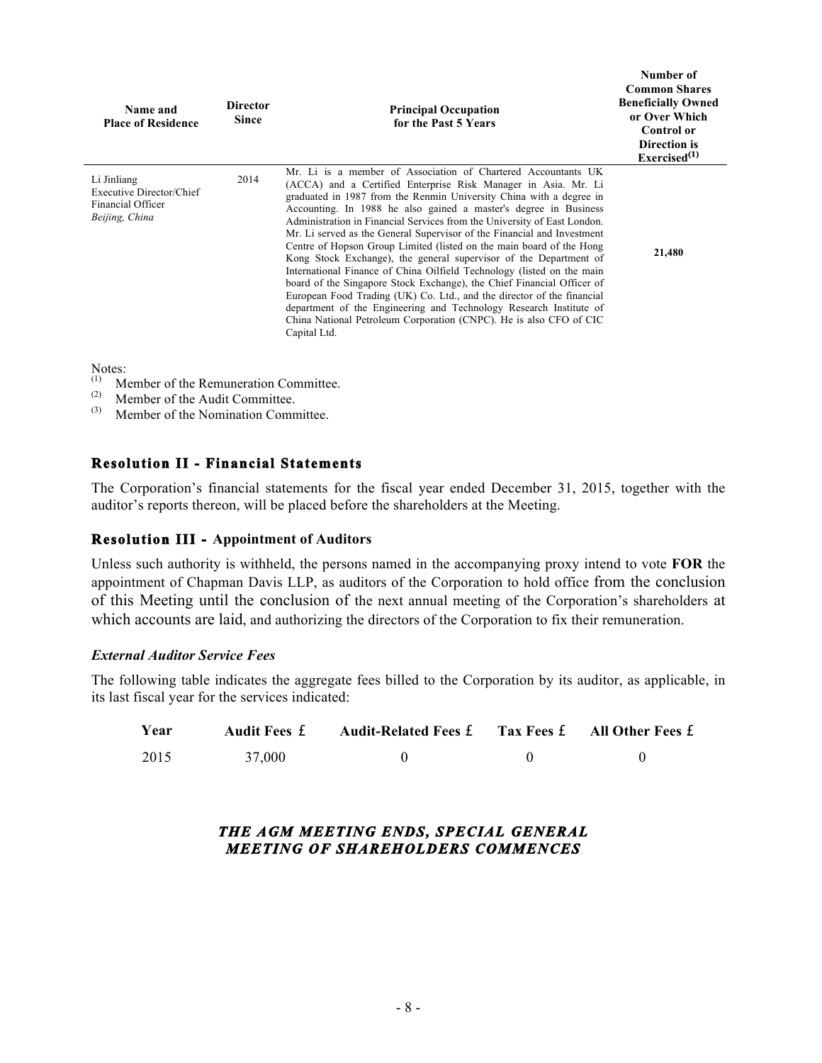| Name and Place of Residence | Director Since | Principal Occupation for the Past 5 Years | Number of Common Shares Beneficially Owned or Over Which Control or Direction is Exercised[(1)] |
|---|---|---|---|
| Li Jinliang<br>Executive Director/Chief Financial Officer<br>*Beijing, China* | 2014 | Mr. Li is a member of Association of Chartered Accountants UK (ACCA) and a Certified Enterprise Risk Manager in Asia. Mr. Li graduated in 1987 from the Renmin University China with a degree in Accounting. In 1988 he also gained a master's degree in Business Administration in Financial Services from the University of East London. Mr. Li served as the General Supervisor of the Financial and Investment Centre of Hopson Group Limited (listed on the main board of the Hong Kong Stock Exchange), the general supervisor of the Department of International Finance of China Oilfield Technology (listed on the main board of the Singapore Stock Exchange), the Chief Financial Officer of European Food Trading (UK) Co. Ltd., and the director of the financial department of the Engineering and Technology Research Institute of China National Petroleum Corporation (CNPC). He is also CFO of CIC Capital Ltd. | 21,480 |

Notes:
(1) Member of the Remuneration Committee.
(2) Member of the Audit Committee.
(3) Member of the Nomination Committee.

## Resolution II - Financial Statements

The Corporation's financial statements for the fiscal year ended December 31, 2015, together with the auditor's reports thereon, will be placed before the shareholders at the Meeting.

## Resolution III - Appointment of Auditors

Unless such authority is withheld, the persons named in the accompanying proxy intend to vote **FOR** the appointment of Chapman Davis LLP, as auditors of the Corporation to hold office from the conclusion of this Meeting until the conclusion of the next annual meeting of the Corporation's shareholders at which accounts are laid, and authorizing the directors of the Corporation to fix their remuneration.

### *External Auditor Service Fees*

The following table indicates the aggregate fees billed to the Corporation by its auditor, as applicable, in its last fiscal year for the services indicated:

| Year | Audit Fees £ | Audit-Related Fees £ | Tax Fees £ | All Other Fees £ |
|---|---|---|---|---|
| 2015 | 37,000 | 0 | 0 | 0 |

***THE AGM MEETING ENDS, SPECIAL GENERAL MEETING OF SHAREHOLDERS COMMENCES***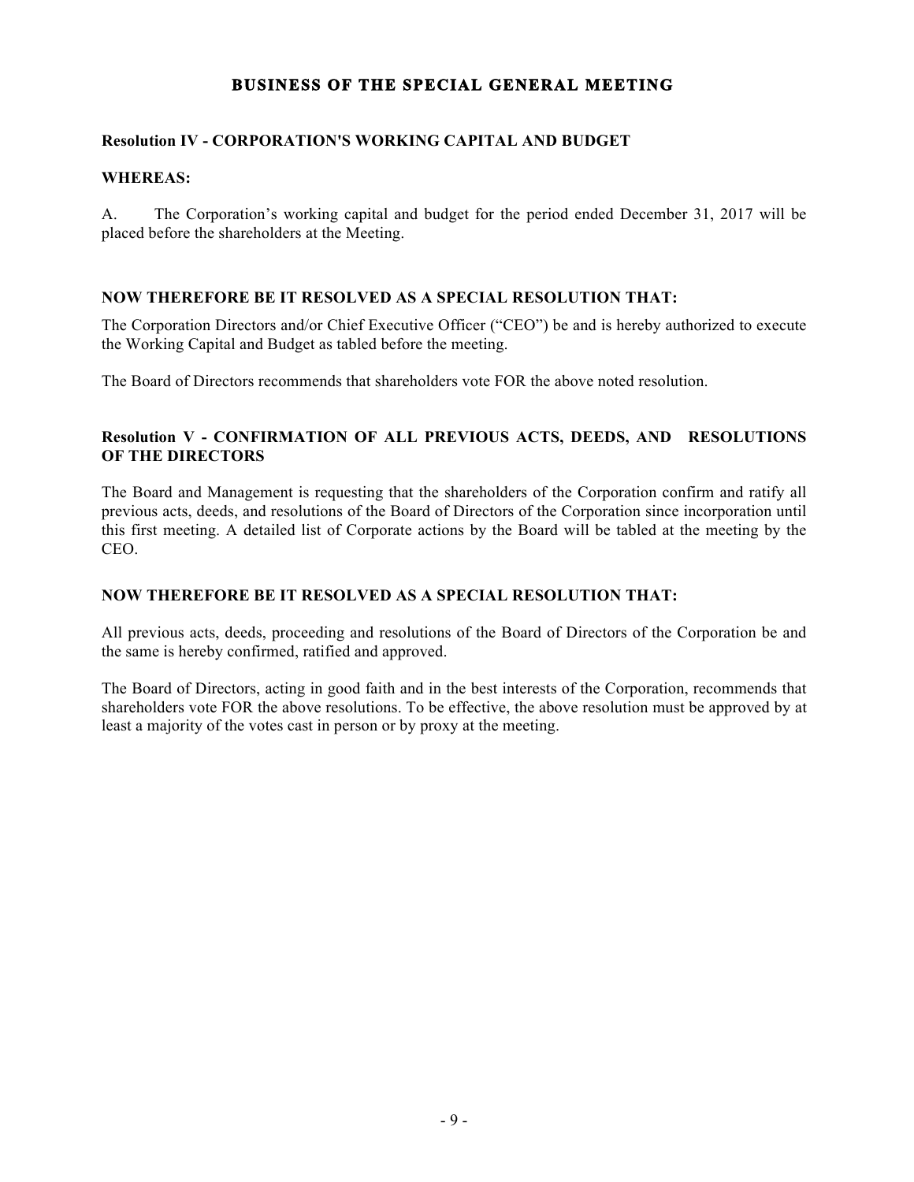## BUSINESS OF THE SPECIAL GENERAL MEETING

**Resolution IV - CORPORATION'S WORKING CAPITAL AND BUDGET**

**WHEREAS:**

A. The Corporation’s working capital and budget for the period ended December 31, 2017 will be placed before the shareholders at the Meeting.

**NOW THEREFORE BE IT RESOLVED AS A SPECIAL RESOLUTION THAT:**

The Corporation Directors and/or Chief Executive Officer (“CEO”) be and is hereby authorized to execute the Working Capital and Budget as tabled before the meeting.

The Board of Directors recommends that shareholders vote FOR the above noted resolution.

**Resolution V - CONFIRMATION OF ALL PREVIOUS ACTS, DEEDS, AND RESOLUTIONS OF THE DIRECTORS**

The Board and Management is requesting that the shareholders of the Corporation confirm and ratify all previous acts, deeds, and resolutions of the Board of Directors of the Corporation since incorporation until this first meeting. A detailed list of Corporate actions by the Board will be tabled at the meeting by the CEO.

**NOW THEREFORE BE IT RESOLVED AS A SPECIAL RESOLUTION THAT:**

All previous acts, deeds, proceeding and resolutions of the Board of Directors of the Corporation be and the same is hereby confirmed, ratified and approved.

The Board of Directors, acting in good faith and in the best interests of the Corporation, recommends that shareholders vote FOR the above resolutions. To be effective, the above resolution must be approved by at least a majority of the votes cast in person or by proxy at the meeting.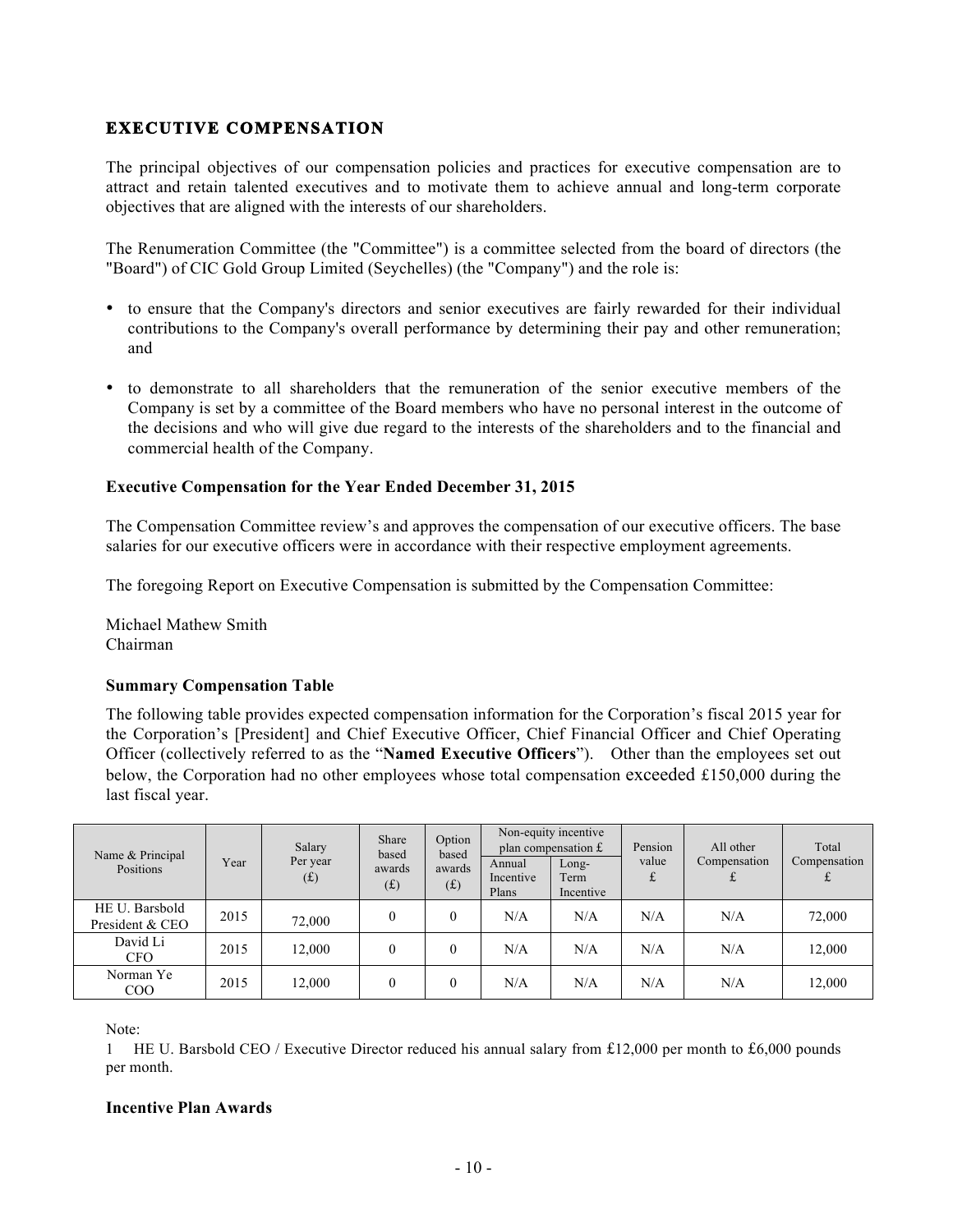## EXECUTIVE COMPENSATION

The principal objectives of our compensation policies and practices for executive compensation are to attract and retain talented executives and to motivate them to achieve annual and long-term corporate objectives that are aligned with the interests of our shareholders.

The Renumeration Committee (the "Committee") is a committee selected from the board of directors (the "Board") of CIC Gold Group Limited (Seychelles) (the "Company") and the role is:

- to ensure that the Company's directors and senior executives are fairly rewarded for their individual contributions to the Company's overall performance by determining their pay and other remuneration; and
- to demonstrate to all shareholders that the remuneration of the senior executive members of the Company is set by a committee of the Board members who have no personal interest in the outcome of the decisions and who will give due regard to the interests of the shareholders and to the financial and commercial health of the Company.

### Executive Compensation for the Year Ended December 31, 2015

The Compensation Committee review's and approves the compensation of our executive officers. The base salaries for our executive officers were in accordance with their respective employment agreements.

The foregoing Report on Executive Compensation is submitted by the Compensation Committee:

Michael Mathew Smith
Chairman

### Summary Compensation Table

The following table provides expected compensation information for the Corporation's fiscal 2015 year for the Corporation's [President] and Chief Executive Officer, Chief Financial Officer and Chief Operating Officer (collectively referred to as the "**Named Executive Officers**"). Other than the employees set out below, the Corporation had no other employees whose total compensation exceeded £150,000 during the last fiscal year.

| Name & Principal Positions | Year | Salary Per year (£) | Share based awards (£) | Option based awards (£) | Non-equity incentive plan compensation £ | | Pension value £ | All other Compensation £ | Total Compensation £ |
|---|---|---|---|---|---|---|---|---|---|
| | | | | | Annual Incentive Plans | Long-Term Incentive | | | |
| HE U. Barsbold President & CEO | 2015 | 72,000 | 0 | 0 | N/A | N/A | N/A | N/A | 72,000 |
| David Li CFO | 2015 | 12,000 | 0 | 0 | N/A | N/A | N/A | N/A | 12,000 |
| Norman Ye COO | 2015 | 12,000 | 0 | 0 | N/A | N/A | N/A | N/A | 12,000 |

Note:

1 HE U. Barsbold CEO / Executive Director reduced his annual salary from £12,000 per month to £6,000 pounds per month.

### Incentive Plan Awards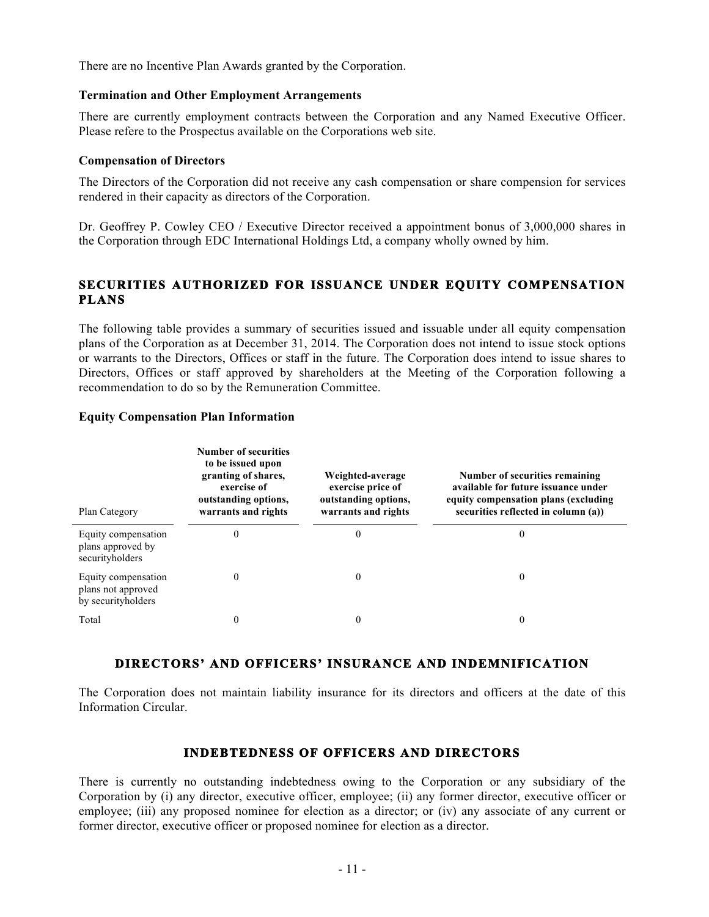There are no Incentive Plan Awards granted by the Corporation.

**Termination and Other Employment Arrangements**

There are currently employment contracts between the Corporation and any Named Executive Officer. Please refere to the Prospectus available on the Corporations web site.

**Compensation of Directors**

The Directors of the Corporation did not receive any cash compensation or share compension for services rendered in their capacity as directors of the Corporation.

Dr. Geoffrey P. Cowley CEO / Executive Director received a appointment bonus of 3,000,000 shares in the Corporation through EDC International Holdings Ltd, a company wholly owned by him.

## SECURITIES AUTHORIZED FOR ISSUANCE UNDER EQUITY COMPENSATION PLANS

The following table provides a summary of securities issued and issuable under all equity compensation plans of the Corporation as at December 31, 2014. The Corporation does not intend to issue stock options or warrants to the Directors, Offices or staff in the future. The Corporation does intend to issue shares to Directors, Offices or staff approved by shareholders at the Meeting of the Corporation following a recommendation to do so by the Remuneration Committee.

**Equity Compensation Plan Information**

| Plan Category | Number of securities to be issued upon granting of shares, exercise of outstanding options, warrants and rights | Weighted-average exercise price of outstanding options, warrants and rights | Number of securities remaining available for future issuance under equity compensation plans (excluding securities reflected in column (a)) |
|---|---|---|---|
| Equity compensation plans approved by securityholders | 0 | 0 | 0 |
| Equity compensation plans not approved by securityholders | 0 | 0 | 0 |
| Total | 0 | 0 | 0 |

## DIRECTORS' AND OFFICERS' INSURANCE AND INDEMNIFICATION

The Corporation does not maintain liability insurance for its directors and officers at the date of this Information Circular.

## INDEBTEDNESS OF OFFICERS AND DIRECTORS

There is currently no outstanding indebtedness owing to the Corporation or any subsidiary of the Corporation by (i) any director, executive officer, employee; (ii) any former director, executive officer or employee; (iii) any proposed nominee for election as a director; or (iv) any associate of any current or former director, executive officer or proposed nominee for election as a director.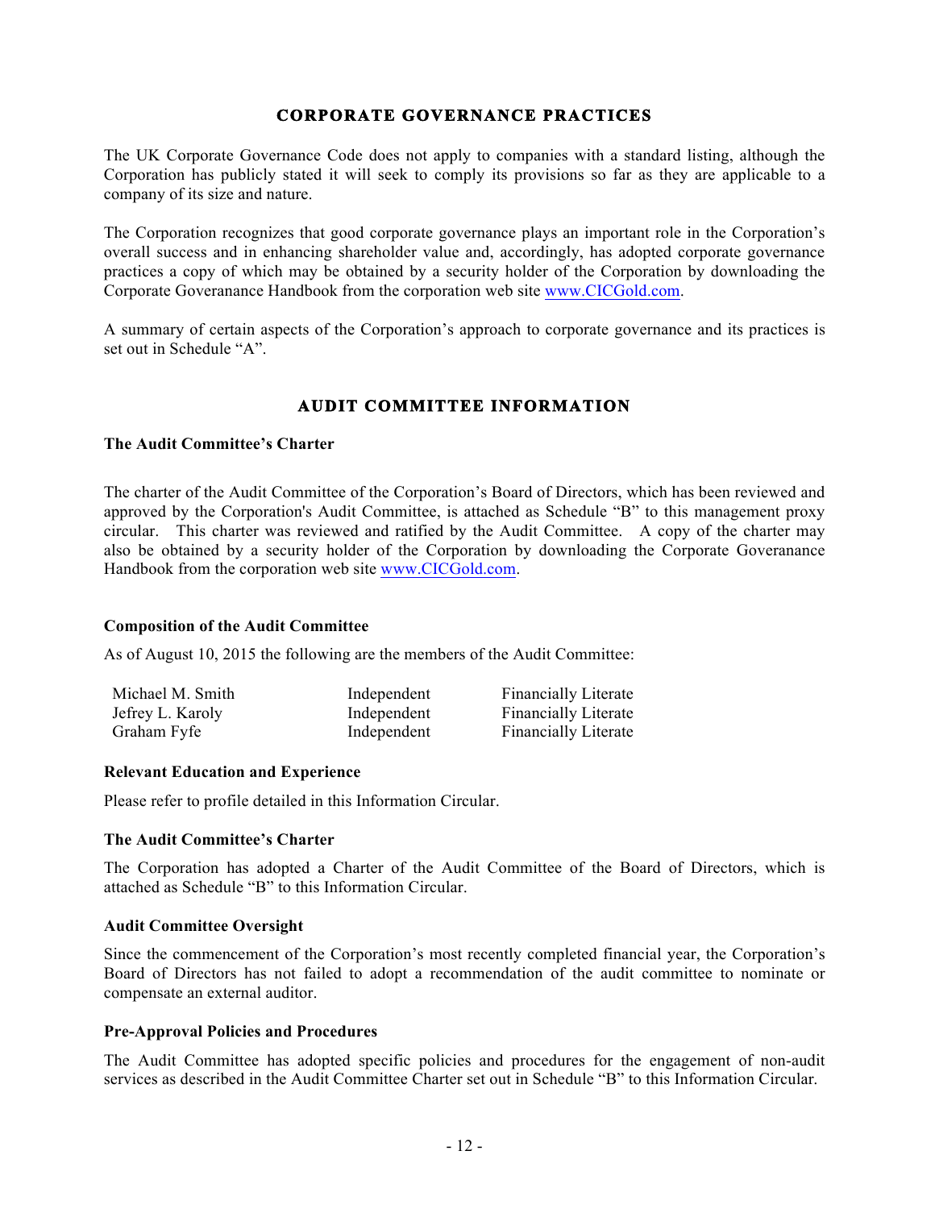## CORPORATE GOVERNANCE PRACTICES

The UK Corporate Governance Code does not apply to companies with a standard listing, although the Corporation has publicly stated it will seek to comply its provisions so far as they are applicable to a company of its size and nature.

The Corporation recognizes that good corporate governance plays an important role in the Corporation's overall success and in enhancing shareholder value and, accordingly, has adopted corporate governance practices a copy of which may be obtained by a security holder of the Corporation by downloading the Corporate Goveranance Handbook from the corporation web site www.CICGold.com.

A summary of certain aspects of the Corporation's approach to corporate governance and its practices is set out in Schedule "A".

## AUDIT COMMITTEE INFORMATION

### The Audit Committee's Charter

The charter of the Audit Committee of the Corporation's Board of Directors, which has been reviewed and approved by the Corporation's Audit Committee, is attached as Schedule "B" to this management proxy circular. This charter was reviewed and ratified by the Audit Committee. A copy of the charter may also be obtained by a security holder of the Corporation by downloading the Corporate Goveranance Handbook from the corporation web site www.CICGold.com.

### Composition of the Audit Committee

As of August 10, 2015 the following are the members of the Audit Committee:

| | | |
|---|---|---|
| Michael M. Smith | Independent | Financially Literate |
| Jefrey L. Karoly | Independent | Financially Literate |
| Graham Fyfe | Independent | Financially Literate |

### Relevant Education and Experience

Please refer to profile detailed in this Information Circular.

### The Audit Committee's Charter

The Corporation has adopted a Charter of the Audit Committee of the Board of Directors, which is attached as Schedule "B" to this Information Circular.

### Audit Committee Oversight

Since the commencement of the Corporation's most recently completed financial year, the Corporation's Board of Directors has not failed to adopt a recommendation of the audit committee to nominate or compensate an external auditor.

### Pre-Approval Policies and Procedures

The Audit Committee has adopted specific policies and procedures for the engagement of non-audit services as described in the Audit Committee Charter set out in Schedule "B" to this Information Circular.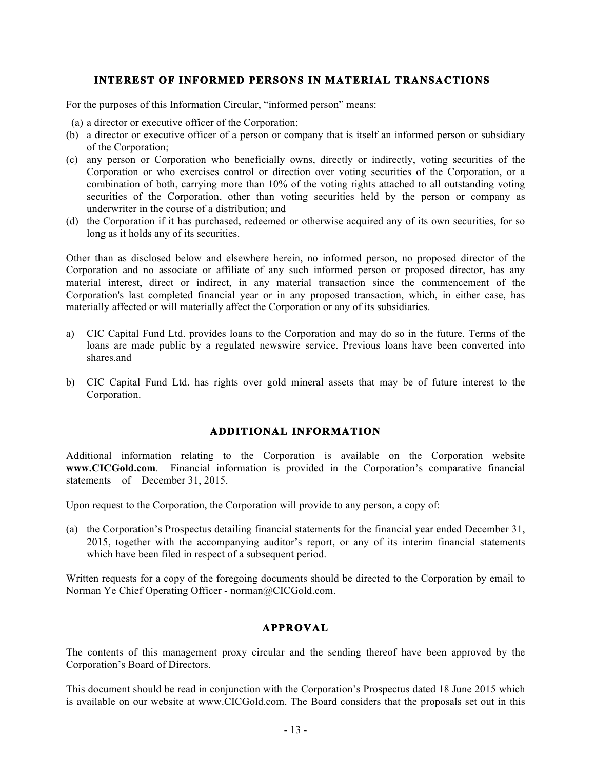## INTEREST OF INFORMED PERSONS IN MATERIAL TRANSACTIONS

For the purposes of this Information Circular, "informed person" means:

(a) a director or executive officer of the Corporation;

(b) a director or executive officer of a person or company that is itself an informed person or subsidiary of the Corporation;

(c) any person or Corporation who beneficially owns, directly or indirectly, voting securities of the Corporation or who exercises control or direction over voting securities of the Corporation, or a combination of both, carrying more than 10% of the voting rights attached to all outstanding voting securities of the Corporation, other than voting securities held by the person or company as underwriter in the course of a distribution; and

(d) the Corporation if it has purchased, redeemed or otherwise acquired any of its own securities, for so long as it holds any of its securities.

Other than as disclosed below and elsewhere herein, no informed person, no proposed director of the Corporation and no associate or affiliate of any such informed person or proposed director, has any material interest, direct or indirect, in any material transaction since the commencement of the Corporation's last completed financial year or in any proposed transaction, which, in either case, has materially affected or will materially affect the Corporation or any of its subsidiaries.

a) CIC Capital Fund Ltd. provides loans to the Corporation and may do so in the future. Terms of the loans are made public by a regulated newswire service. Previous loans have been converted into shares.and

b) CIC Capital Fund Ltd. has rights over gold mineral assets that may be of future interest to the Corporation.

## ADDITIONAL INFORMATION

Additional information relating to the Corporation is available on the Corporation website **www.CICGold.com**. Financial information is provided in the Corporation's comparative financial statements of December 31, 2015.

Upon request to the Corporation, the Corporation will provide to any person, a copy of:

(a) the Corporation's Prospectus detailing financial statements for the financial year ended December 31, 2015, together with the accompanying auditor's report, or any of its interim financial statements which have been filed in respect of a subsequent period.

Written requests for a copy of the foregoing documents should be directed to the Corporation by email to Norman Ye Chief Operating Officer - norman@CICGold.com.

## APPROVAL

The contents of this management proxy circular and the sending thereof have been approved by the Corporation's Board of Directors.

This document should be read in conjunction with the Corporation's Prospectus dated 18 June 2015 which is available on our website at www.CICGold.com. The Board considers that the proposals set out in this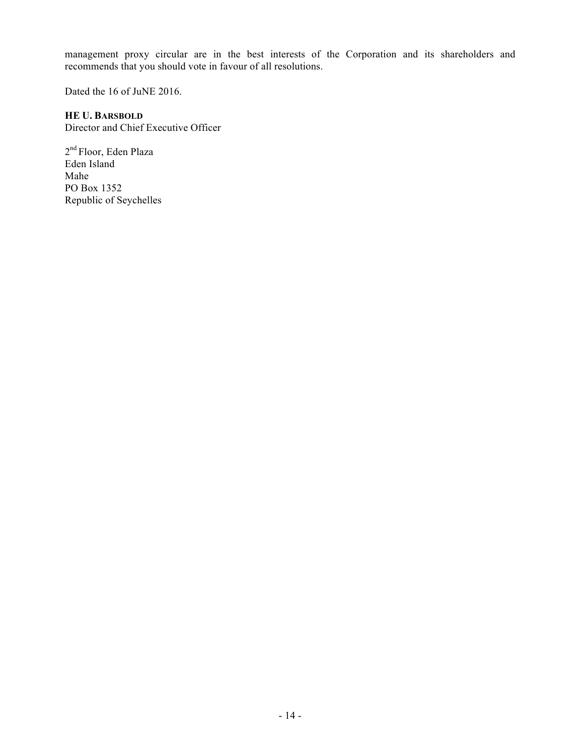management proxy circular are in the best interests of the Corporation and its shareholders and recommends that you should vote in favour of all resolutions.

Dated the 16 of JuNE 2016.

**HE U. BARSBOLD**
Director and Chief Executive Officer

2nd Floor, Eden Plaza
Eden Island
Mahe
PO Box 1352
Republic of Seychelles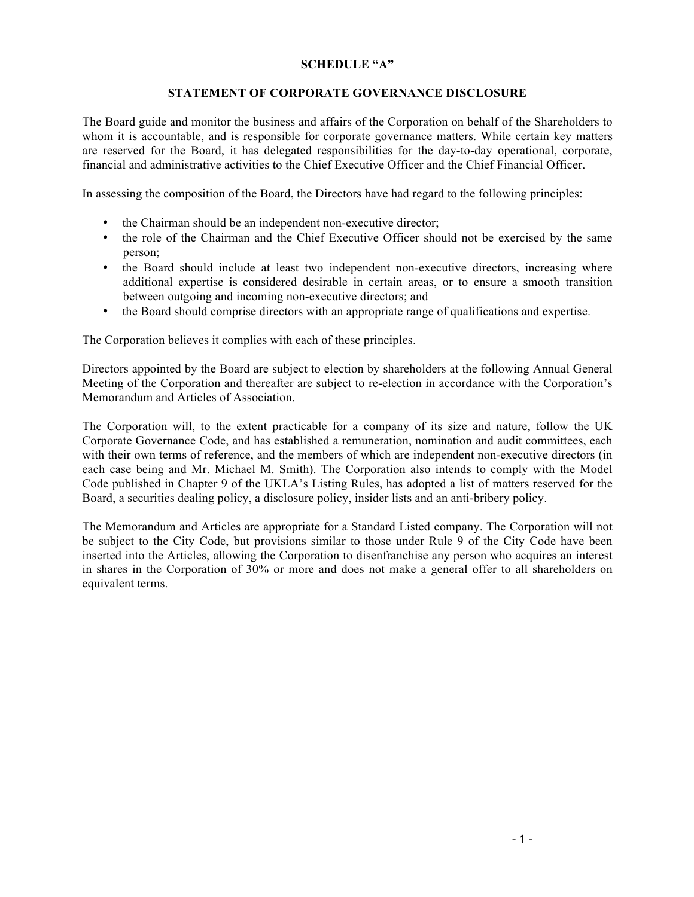**SCHEDULE “A”**

**STATEMENT OF CORPORATE GOVERNANCE DISCLOSURE**

The Board guide and monitor the business and affairs of the Corporation on behalf of the Shareholders to whom it is accountable, and is responsible for corporate governance matters. While certain key matters are reserved for the Board, it has delegated responsibilities for the day-to-day operational, corporate, financial and administrative activities to the Chief Executive Officer and the Chief Financial Officer.

In assessing the composition of the Board, the Directors have had regard to the following principles:

- the Chairman should be an independent non-executive director;
- the role of the Chairman and the Chief Executive Officer should not be exercised by the same person;
- the Board should include at least two independent non-executive directors, increasing where additional expertise is considered desirable in certain areas, or to ensure a smooth transition between outgoing and incoming non-executive directors; and
- the Board should comprise directors with an appropriate range of qualifications and expertise.

The Corporation believes it complies with each of these principles.

Directors appointed by the Board are subject to election by shareholders at the following Annual General Meeting of the Corporation and thereafter are subject to re-election in accordance with the Corporation’s Memorandum and Articles of Association.

The Corporation will, to the extent practicable for a company of its size and nature, follow the UK Corporate Governance Code, and has established a remuneration, nomination and audit committees, each with their own terms of reference, and the members of which are independent non-executive directors (in each case being and Mr. Michael M. Smith). The Corporation also intends to comply with the Model Code published in Chapter 9 of the UKLA’s Listing Rules, has adopted a list of matters reserved for the Board, a securities dealing policy, a disclosure policy, insider lists and an anti-bribery policy.

The Memorandum and Articles are appropriate for a Standard Listed company. The Corporation will not be subject to the City Code, but provisions similar to those under Rule 9 of the City Code have been inserted into the Articles, allowing the Corporation to disenfranchise any person who acquires an interest in shares in the Corporation of 30% or more and does not make a general offer to all shareholders on equivalent terms.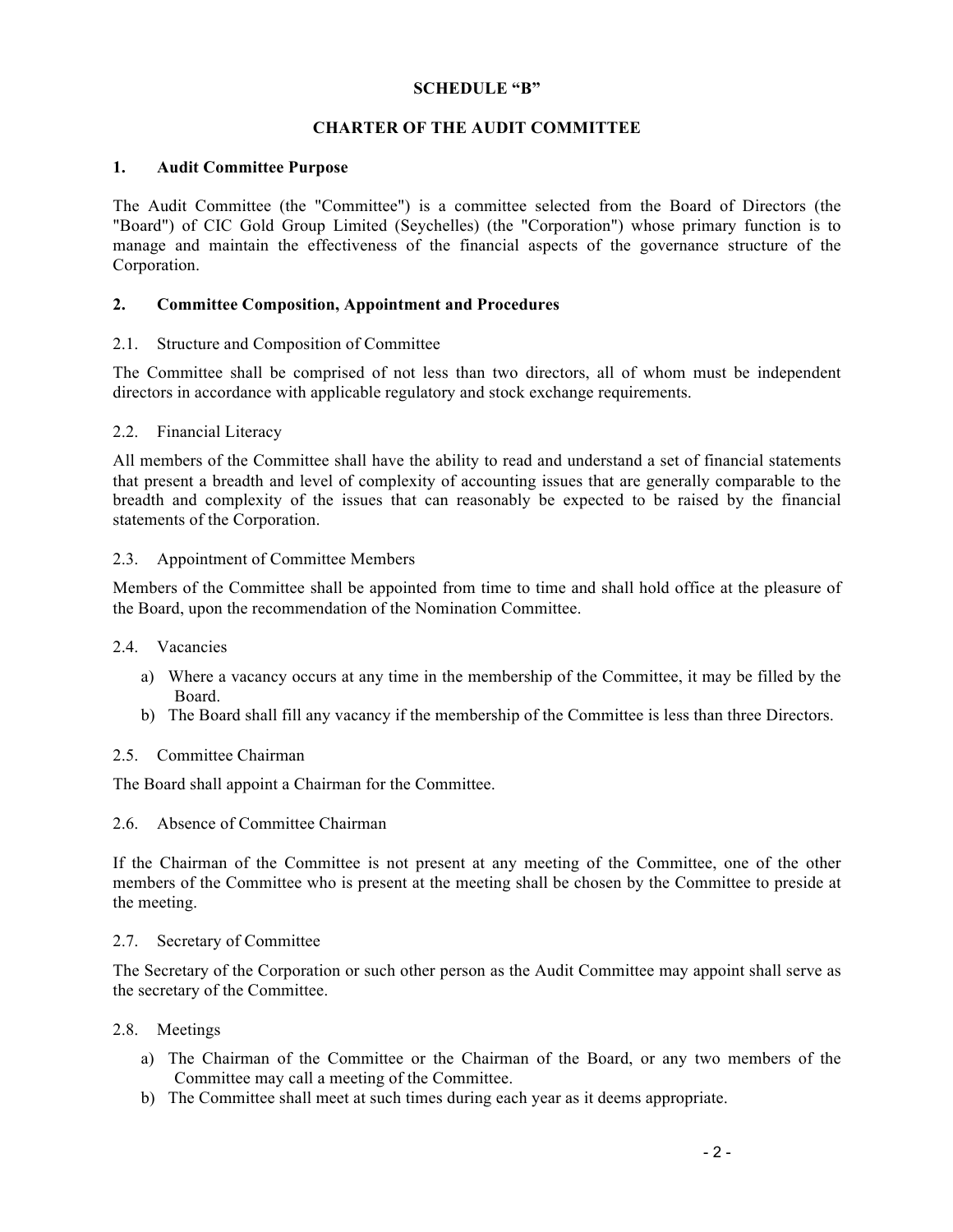**SCHEDULE "B"**

**CHARTER OF THE AUDIT COMMITTEE**

## 1. Audit Committee Purpose

The Audit Committee (the "Committee") is a committee selected from the Board of Directors (the "Board") of CIC Gold Group Limited (Seychelles) (the "Corporation") whose primary function is to manage and maintain the effectiveness of the financial aspects of the governance structure of the Corporation.

## 2. Committee Composition, Appointment and Procedures

### 2.1. Structure and Composition of Committee

The Committee shall be comprised of not less than two directors, all of whom must be independent directors in accordance with applicable regulatory and stock exchange requirements.

### 2.2. Financial Literacy

All members of the Committee shall have the ability to read and understand a set of financial statements that present a breadth and level of complexity of accounting issues that are generally comparable to the breadth and complexity of the issues that can reasonably be expected to be raised by the financial statements of the Corporation.

### 2.3. Appointment of Committee Members

Members of the Committee shall be appointed from time to time and shall hold office at the pleasure of the Board, upon the recommendation of the Nomination Committee.

### 2.4. Vacancies

a) Where a vacancy occurs at any time in the membership of the Committee, it may be filled by the Board.

b) The Board shall fill any vacancy if the membership of the Committee is less than three Directors.

### 2.5. Committee Chairman

The Board shall appoint a Chairman for the Committee.

### 2.6. Absence of Committee Chairman

If the Chairman of the Committee is not present at any meeting of the Committee, one of the other members of the Committee who is present at the meeting shall be chosen by the Committee to preside at the meeting.

### 2.7. Secretary of Committee

The Secretary of the Corporation or such other person as the Audit Committee may appoint shall serve as the secretary of the Committee.

### 2.8. Meetings

a) The Chairman of the Committee or the Chairman of the Board, or any two members of the Committee may call a meeting of the Committee.

b) The Committee shall meet at such times during each year as it deems appropriate.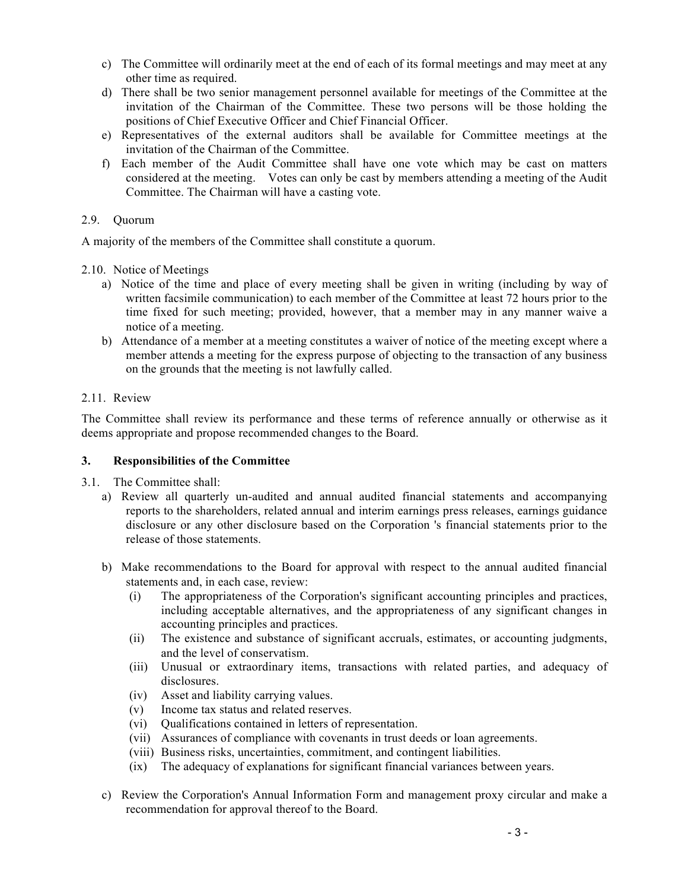c) The Committee will ordinarily meet at the end of each of its formal meetings and may meet at any other time as required.

d) There shall be two senior management personnel available for meetings of the Committee at the invitation of the Chairman of the Committee. These two persons will be those holding the positions of Chief Executive Officer and Chief Financial Officer.

e) Representatives of the external auditors shall be available for Committee meetings at the invitation of the Chairman of the Committee.

f) Each member of the Audit Committee shall have one vote which may be cast on matters considered at the meeting. Votes can only be cast by members attending a meeting of the Audit Committee. The Chairman will have a casting vote.

2.9. Quorum

A majority of the members of the Committee shall constitute a quorum.

2.10. Notice of Meetings

a) Notice of the time and place of every meeting shall be given in writing (including by way of written facsimile communication) to each member of the Committee at least 72 hours prior to the time fixed for such meeting; provided, however, that a member may in any manner waive a notice of a meeting.

b) Attendance of a member at a meeting constitutes a waiver of notice of the meeting except where a member attends a meeting for the express purpose of objecting to the transaction of any business on the grounds that the meeting is not lawfully called.

2.11. Review

The Committee shall review its performance and these terms of reference annually or otherwise as it deems appropriate and propose recommended changes to the Board.

**3. Responsibilities of the Committee**

3.1. The Committee shall:

a) Review all quarterly un-audited and annual audited financial statements and accompanying reports to the shareholders, related annual and interim earnings press releases, earnings guidance disclosure or any other disclosure based on the Corporation 's financial statements prior to the release of those statements.

b) Make recommendations to the Board for approval with respect to the annual audited financial statements and, in each case, review:

- (i) The appropriateness of the Corporation's significant accounting principles and practices, including acceptable alternatives, and the appropriateness of any significant changes in accounting principles and practices.
- (ii) The existence and substance of significant accruals, estimates, or accounting judgments, and the level of conservatism.
- (iii) Unusual or extraordinary items, transactions with related parties, and adequacy of disclosures.
- (iv) Asset and liability carrying values.
- (v) Income tax status and related reserves.
- (vi) Qualifications contained in letters of representation.
- (vii) Assurances of compliance with covenants in trust deeds or loan agreements.
- (viii) Business risks, uncertainties, commitment, and contingent liabilities.
- (ix) The adequacy of explanations for significant financial variances between years.

c) Review the Corporation's Annual Information Form and management proxy circular and make a recommendation for approval thereof to the Board.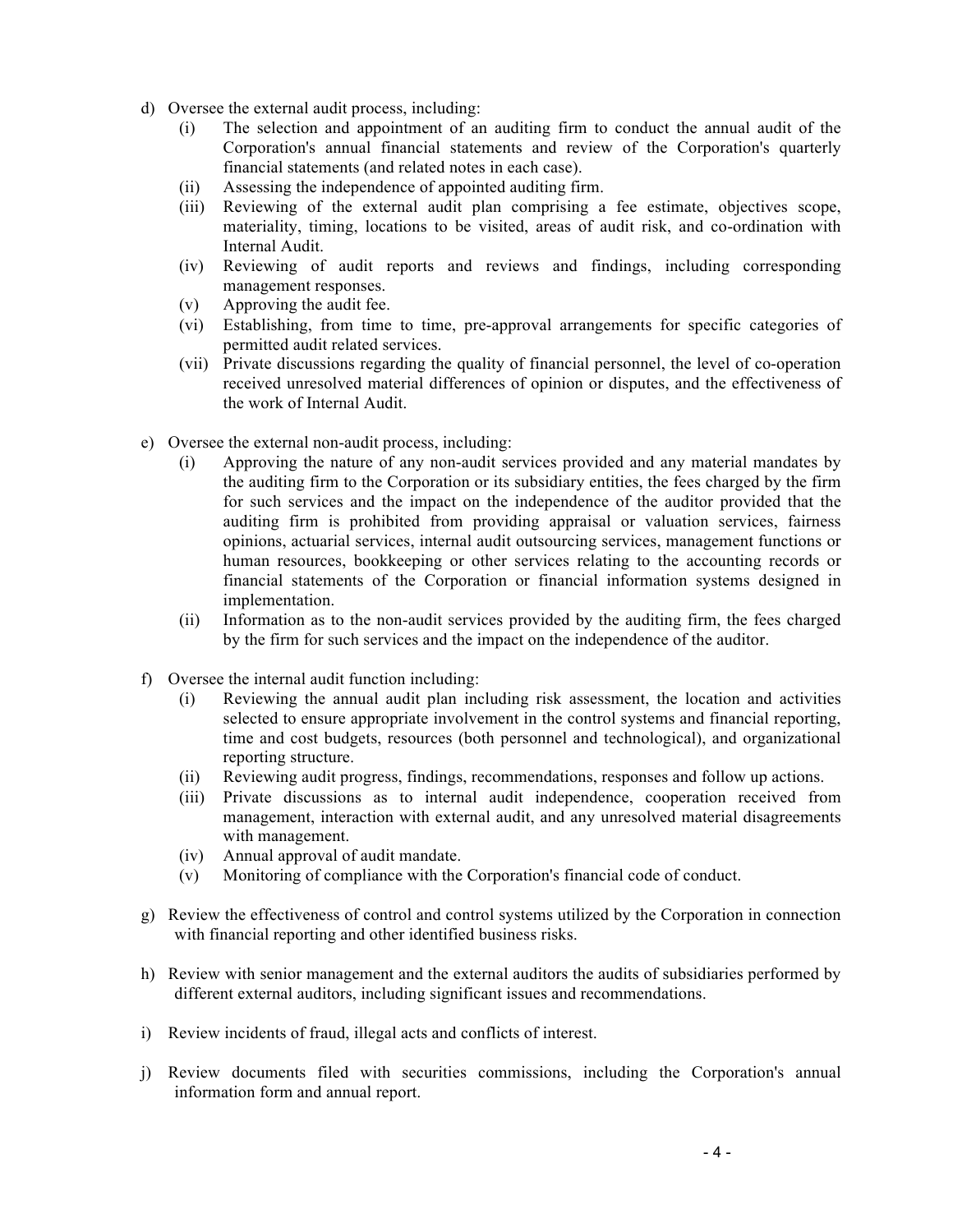d) Oversee the external audit process, including:
   (i) The selection and appointment of an auditing firm to conduct the annual audit of the Corporation's annual financial statements and review of the Corporation's quarterly financial statements (and related notes in each case).
   (ii) Assessing the independence of appointed auditing firm.
   (iii) Reviewing of the external audit plan comprising a fee estimate, objectives scope, materiality, timing, locations to be visited, areas of audit risk, and co-ordination with Internal Audit.
   (iv) Reviewing of audit reports and reviews and findings, including corresponding management responses.
   (v) Approving the audit fee.
   (vi) Establishing, from time to time, pre-approval arrangements for specific categories of permitted audit related services.
   (vii) Private discussions regarding the quality of financial personnel, the level of co-operation received unresolved material differences of opinion or disputes, and the effectiveness of the work of Internal Audit.

e) Oversee the external non-audit process, including:
   (i) Approving the nature of any non-audit services provided and any material mandates by the auditing firm to the Corporation or its subsidiary entities, the fees charged by the firm for such services and the impact on the independence of the auditor provided that the auditing firm is prohibited from providing appraisal or valuation services, fairness opinions, actuarial services, internal audit outsourcing services, management functions or human resources, bookkeeping or other services relating to the accounting records or financial statements of the Corporation or financial information systems designed in implementation.
   (ii) Information as to the non-audit services provided by the auditing firm, the fees charged by the firm for such services and the impact on the independence of the auditor.

f) Oversee the internal audit function including:
   (i) Reviewing the annual audit plan including risk assessment, the location and activities selected to ensure appropriate involvement in the control systems and financial reporting, time and cost budgets, resources (both personnel and technological), and organizational reporting structure.
   (ii) Reviewing audit progress, findings, recommendations, responses and follow up actions.
   (iii) Private discussions as to internal audit independence, cooperation received from management, interaction with external audit, and any unresolved material disagreements with management.
   (iv) Annual approval of audit mandate.
   (v) Monitoring of compliance with the Corporation's financial code of conduct.

g) Review the effectiveness of control and control systems utilized by the Corporation in connection with financial reporting and other identified business risks.

h) Review with senior management and the external auditors the audits of subsidiaries performed by different external auditors, including significant issues and recommendations.

i) Review incidents of fraud, illegal acts and conflicts of interest.

j) Review documents filed with securities commissions, including the Corporation's annual information form and annual report.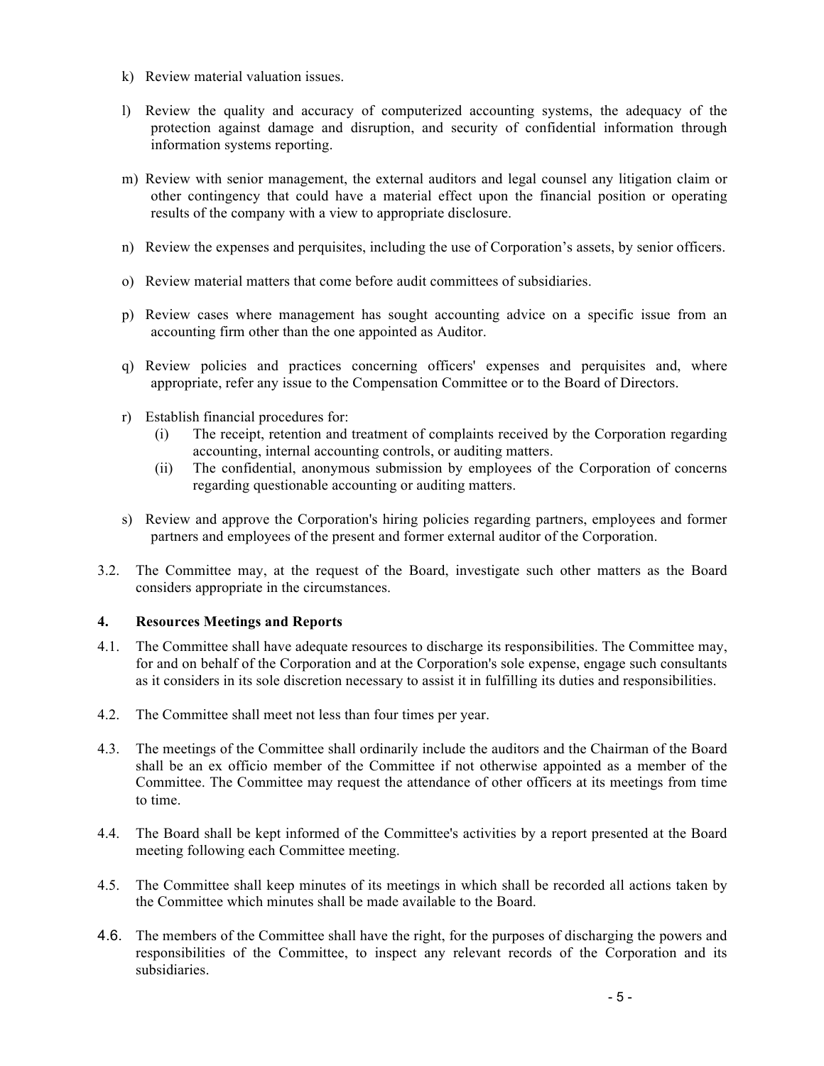k) Review material valuation issues.

l) Review the quality and accuracy of computerized accounting systems, the adequacy of the protection against damage and disruption, and security of confidential information through information systems reporting.

m) Review with senior management, the external auditors and legal counsel any litigation claim or other contingency that could have a material effect upon the financial position or operating results of the company with a view to appropriate disclosure.

n) Review the expenses and perquisites, including the use of Corporation's assets, by senior officers.

o) Review material matters that come before audit committees of subsidiaries.

p) Review cases where management has sought accounting advice on a specific issue from an accounting firm other than the one appointed as Auditor.

q) Review policies and practices concerning officers' expenses and perquisites and, where appropriate, refer any issue to the Compensation Committee or to the Board of Directors.

r) Establish financial procedures for:
   - (i) The receipt, retention and treatment of complaints received by the Corporation regarding accounting, internal accounting controls, or auditing matters.
   - (ii) The confidential, anonymous submission by employees of the Corporation of concerns regarding questionable accounting or auditing matters.

s) Review and approve the Corporation's hiring policies regarding partners, employees and former partners and employees of the present and former external auditor of the Corporation.

3.2. The Committee may, at the request of the Board, investigate such other matters as the Board considers appropriate in the circumstances.

**4. Resources Meetings and Reports**

4.1. The Committee shall have adequate resources to discharge its responsibilities. The Committee may, for and on behalf of the Corporation and at the Corporation's sole expense, engage such consultants as it considers in its sole discretion necessary to assist it in fulfilling its duties and responsibilities.

4.2. The Committee shall meet not less than four times per year.

4.3. The meetings of the Committee shall ordinarily include the auditors and the Chairman of the Board shall be an ex officio member of the Committee if not otherwise appointed as a member of the Committee. The Committee may request the attendance of other officers at its meetings from time to time.

4.4. The Board shall be kept informed of the Committee's activities by a report presented at the Board meeting following each Committee meeting.

4.5. The Committee shall keep minutes of its meetings in which shall be recorded all actions taken by the Committee which minutes shall be made available to the Board.

4.6. The members of the Committee shall have the right, for the purposes of discharging the powers and responsibilities of the Committee, to inspect any relevant records of the Corporation and its subsidiaries.